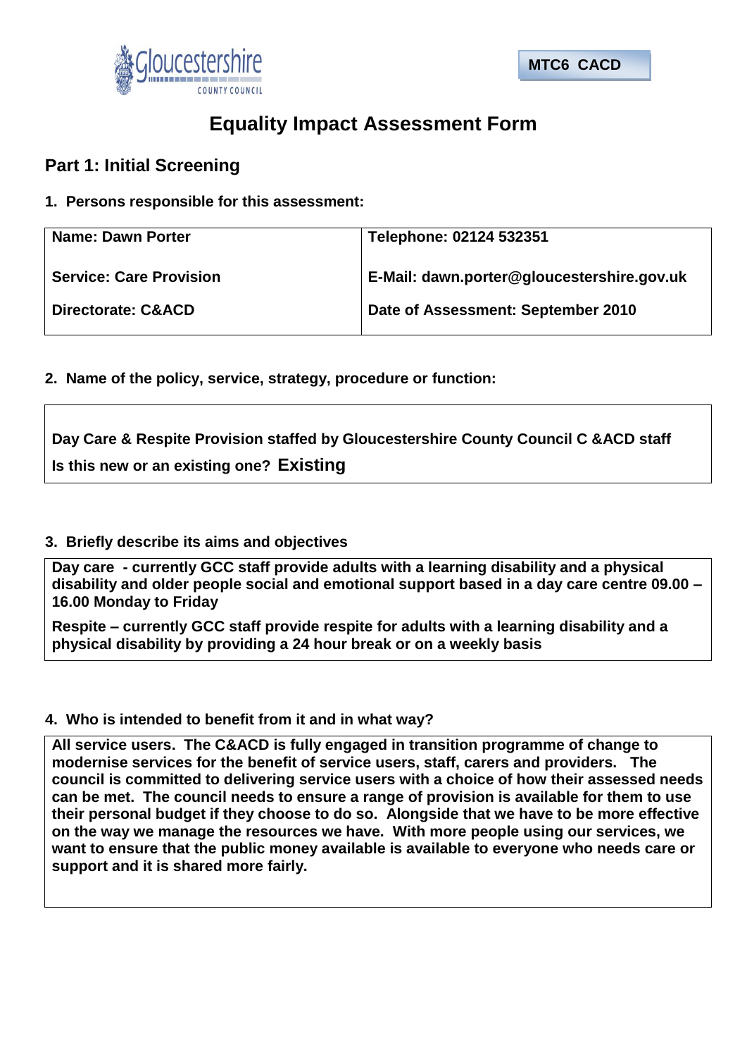MTC6 CACD

# Equality Impact Assessment Form

## Part 1: Initial Screening

**1. Persons responsible for this assessment:**

| **Name: Dawn Porter** | **Telephone: 02124 532351** |
|---|---|
| **Service: Care Provision** | **E-Mail: dawn.porter@gloucestershire.gov.uk** |
| **Directorate: C&ACD** | **Date of Assessment: September 2010** |

**2. Name of the policy, service, strategy, procedure or function:**

**Day Care & Respite Provision staffed by Gloucestershire County Council C &ACD staff**

**Is this new or an existing one? Existing**

**3. Briefly describe its aims and objectives**

**Day care - currently GCC staff provide adults with a learning disability and a physical disability and older people social and emotional support based in a day care centre 09.00 – 16.00 Monday to Friday**

**Respite – currently GCC staff provide respite for adults with a learning disability and a physical disability by providing a 24 hour break or on a weekly basis**

**4. Who is intended to benefit from it and in what way?**

**All service users. The C&ACD is fully engaged in transition programme of change to modernise services for the benefit of service users, staff, carers and providers. The council is committed to delivering service users with a choice of how their assessed needs can be met. The council needs to ensure a range of provision is available for them to use their personal budget if they choose to do so. Alongside that we have to be more effective on the way we manage the resources we have. With more people using our services, we want to ensure that the public money available is available to everyone who needs care or support and it is shared more fairly.**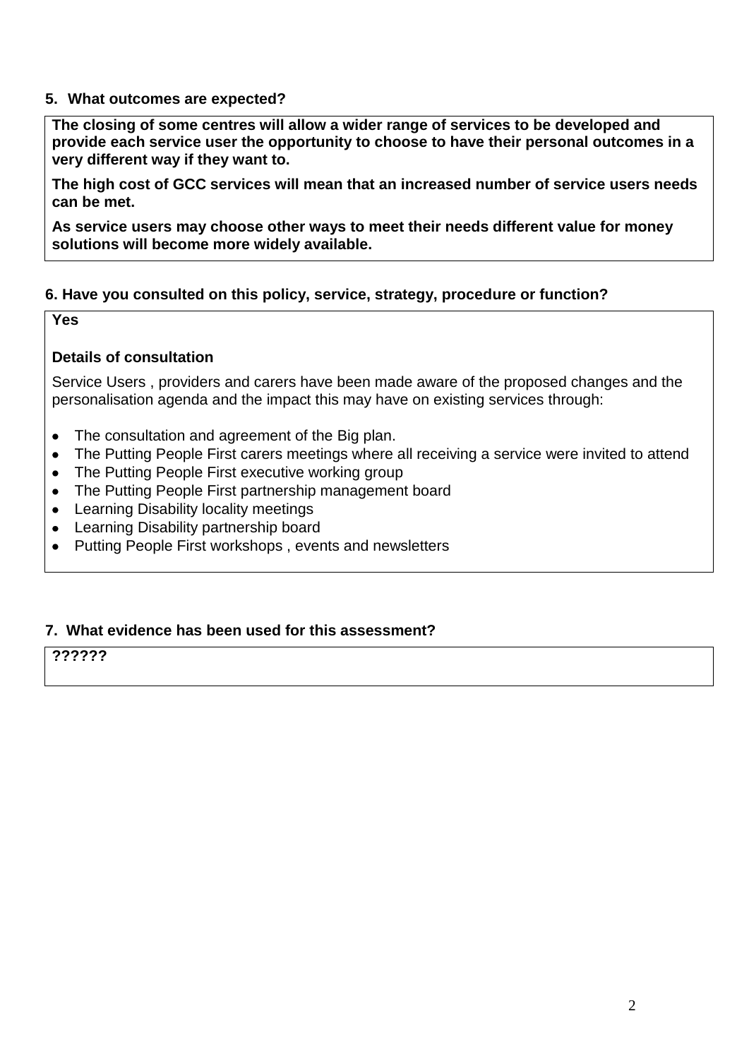**5. What outcomes are expected?**

**The closing of some centres will allow a wider range of services to be developed and provide each service user the opportunity to choose to have their personal outcomes in a very different way if they want to.**

**The high cost of GCC services will mean that an increased number of service users needs can be met.**

**As service users may choose other ways to meet their needs different value for money solutions will become more widely available.**

**6. Have you consulted on this policy, service, strategy, procedure or function?**

**Yes**

**Details of consultation**

Service Users , providers and carers have been made aware of the proposed changes and the personalisation agenda and the impact this may have on existing services through:

- The consultation and agreement of the Big plan.
- The Putting People First carers meetings where all receiving a service were invited to attend
- The Putting People First executive working group
- The Putting People First partnership management board
- Learning Disability locality meetings
- Learning Disability partnership board
- Putting People First workshops , events and newsletters

**7. What evidence has been used for this assessment?**

**??????**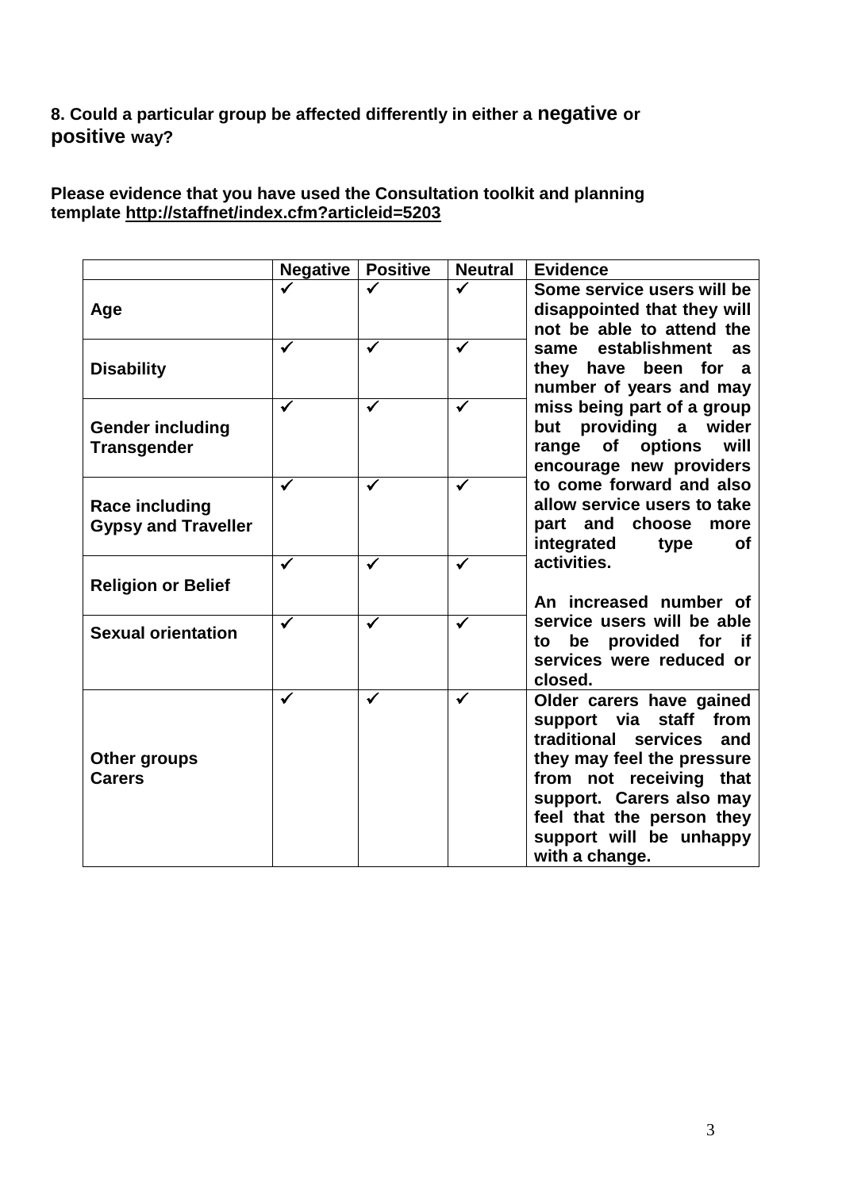**8. Could a particular group be affected differently in either a negative or positive way?**

**Please evidence that you have used the Consultation toolkit and planning template http://staffnet/index.cfm?articleid=5203**

| | Negative | Positive | Neutral | Evidence |
|---|---|---|---|---|
| **Age** | ✓ | ✓ | ✓ | **Some service users will be disappointed that they will not be able to attend the same establishment as they have been for a number of years and may miss being part of a group but providing a wider range of options will encourage new providers to come forward and also allow service users to take part and choose more integrated type of activities.<br><br>An increased number of service users will be able to be provided for if services were reduced or closed.** |
| **Disability** | ✓ | ✓ | ✓ | |
| **Gender including Transgender** | ✓ | ✓ | ✓ | |
| **Race including Gypsy and Traveller** | ✓ | ✓ | ✓ | |
| **Religion or Belief** | ✓ | ✓ | ✓ | |
| **Sexual orientation** | ✓ | ✓ | ✓ | |
| **Other groups Carers** | ✓ | ✓ | ✓ | **Older carers have gained support via staff from traditional services and they may feel the pressure from not receiving that support. Carers also may feel that the person they support will be unhappy with a change.** |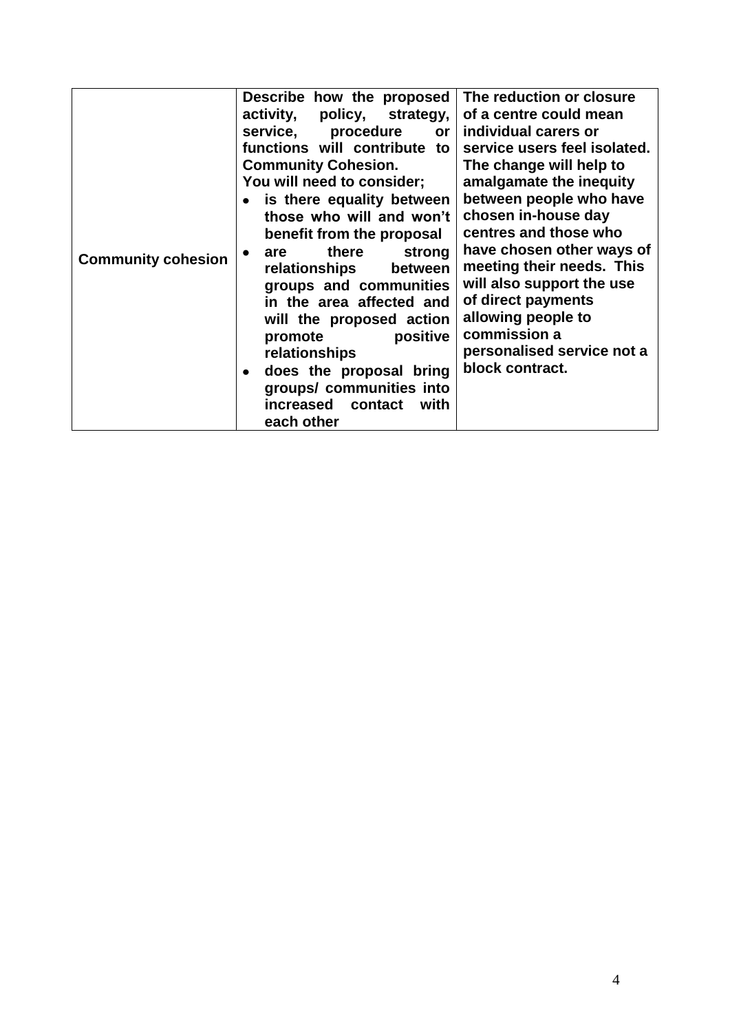| | | |
|---|---|---|
| **Community cohesion** | **Describe how the proposed activity, policy, strategy, service, procedure or functions will contribute to Community Cohesion.**<br>**You will need to consider;**<br>• **is there equality between those who will and won't benefit from the proposal**<br>• **are there strong relationships between groups and communities in the area affected and will the proposed action promote positive relationships**<br>• **does the proposal bring groups/ communities into increased contact with each other** | **The reduction or closure of a centre could mean individual carers or service users feel isolated. The change will help to amalgamate the inequity between people who have chosen in-house day centres and those who have chosen other ways of meeting their needs. This will also support the use of direct payments allowing people to commission a personalised service not a block contract.** |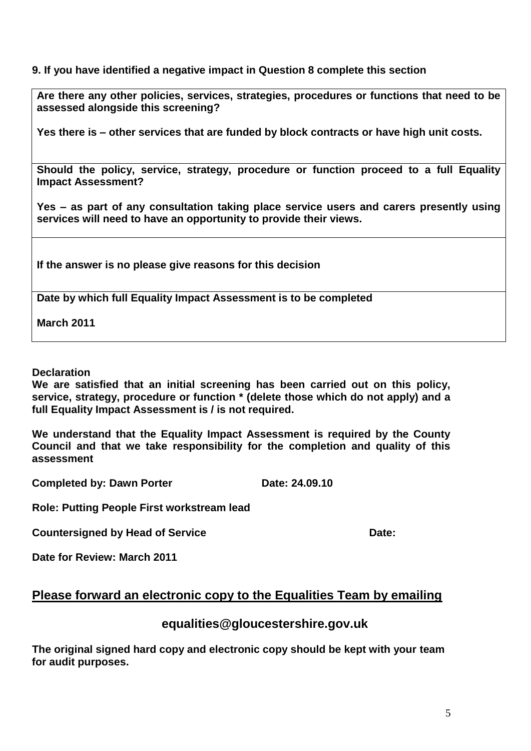**9. If you have identified a negative impact in Question 8 complete this section**

| |
|---|
| **Are there any other policies, services, strategies, procedures or functions that need to be assessed alongside this screening?**<br><br>**Yes there is – other services that are funded by block contracts or have high unit costs.** |
| **Should the policy, service, strategy, procedure or function proceed to a full Equality Impact Assessment?**<br><br>**Yes – as part of any consultation taking place service users and carers presently using services will need to have an opportunity to provide their views.** |
| **If the answer is no please give reasons for this decision** |
| **Date by which full Equality Impact Assessment is to be completed**<br><br>**March 2011** |

**Declaration**

**We are satisfied that an initial screening has been carried out on this policy, service, strategy, procedure or function * (delete those which do not apply) and a full Equality Impact Assessment is / is not required.**

**We understand that the Equality Impact Assessment is required by the County Council and that we take responsibility for the completion and quality of this assessment**

**Completed by: Dawn Porter** **Date: 24.09.10**

**Role: Putting People First workstream lead**

**Countersigned by Head of Service** **Date:**

**Date for Review: March 2011**

## **Please forward an electronic copy to the Equalities Team by emailing**

**equalities@gloucestershire.gov.uk**

**The original signed hard copy and electronic copy should be kept with your team for audit purposes.**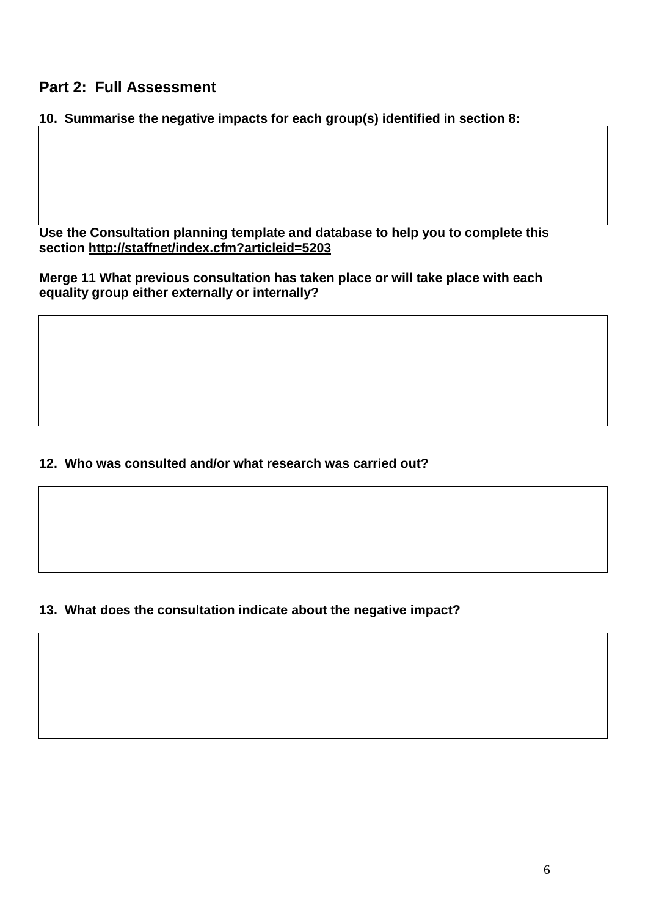## Part 2: Full Assessment

**10. Summarise the negative impacts for each group(s) identified in section 8:**

| |
|---|
| |

**Use the Consultation planning template and database to help you to complete this section http://staffnet/index.cfm?articleid=5203**

**Merge 11 What previous consultation has taken place or will take place with each equality group either externally or internally?**

| |
|---|
| |

**12. Who was consulted and/or what research was carried out?**

| |
|---|
| |

**13. What does the consultation indicate about the negative impact?**

| |
|---|
| |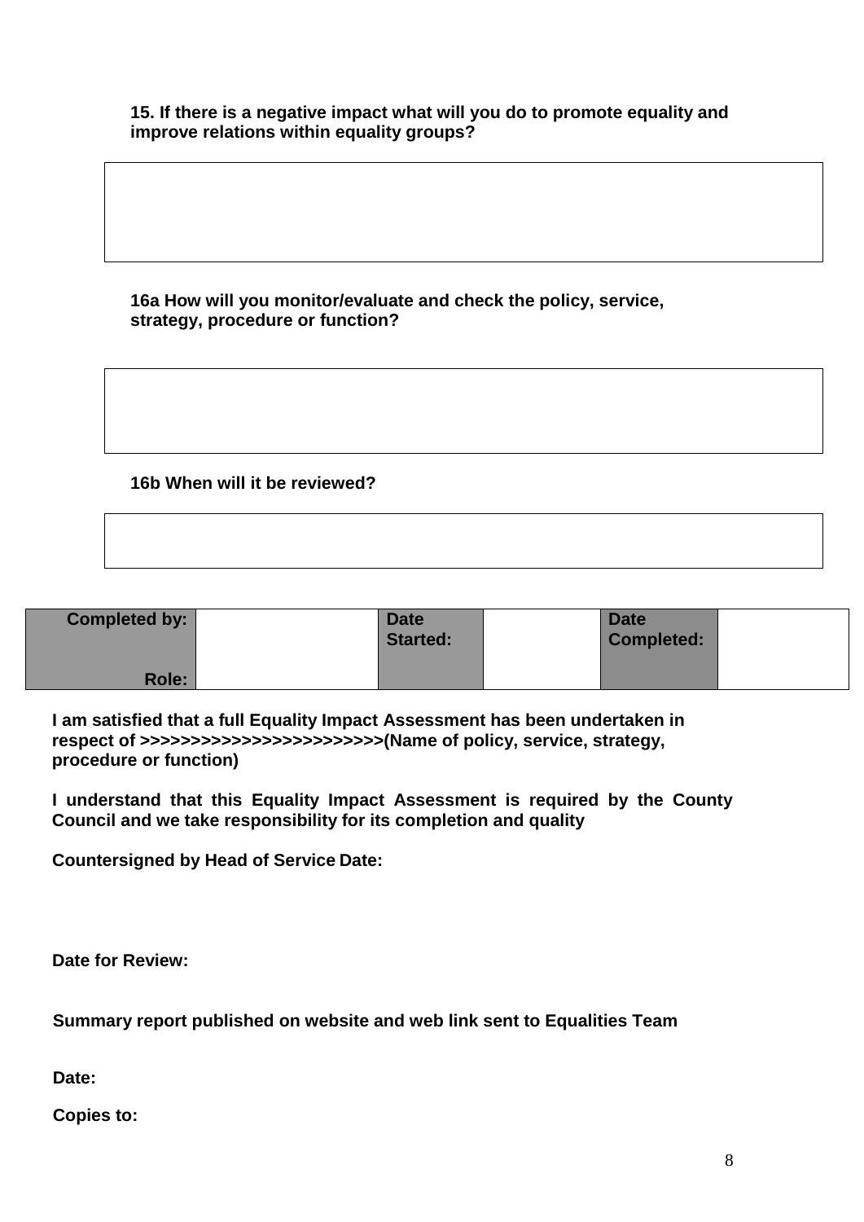**15. If there is a negative impact what will you do to promote equality and improve relations within equality groups?**

| |
|---|
| |

**16a How will you monitor/evaluate and check the policy, service, strategy, procedure or function?**

| |
|---|
| |

**16b When will it be reviewed?**

| |
|---|
| |

| | | | | | |
|---|---|---|---|---|---|
| **Completed by:**<br><br>**Role:** | | **Date Started:** | | **Date Completed:** | |

**I am satisfied that a full Equality Impact Assessment has been undertaken in respect of >>>>>>>>>>>>>>>>>>>>>>>>(Name of policy, service, strategy, procedure or function)**

**I understand that this Equality Impact Assessment is required by the County Council and we take responsibility for its completion and quality**

**Countersigned by Head of Service Date:**

**Date for Review:**

**Summary report published on website and web link sent to Equalities Team**

**Date:**

**Copies to:**